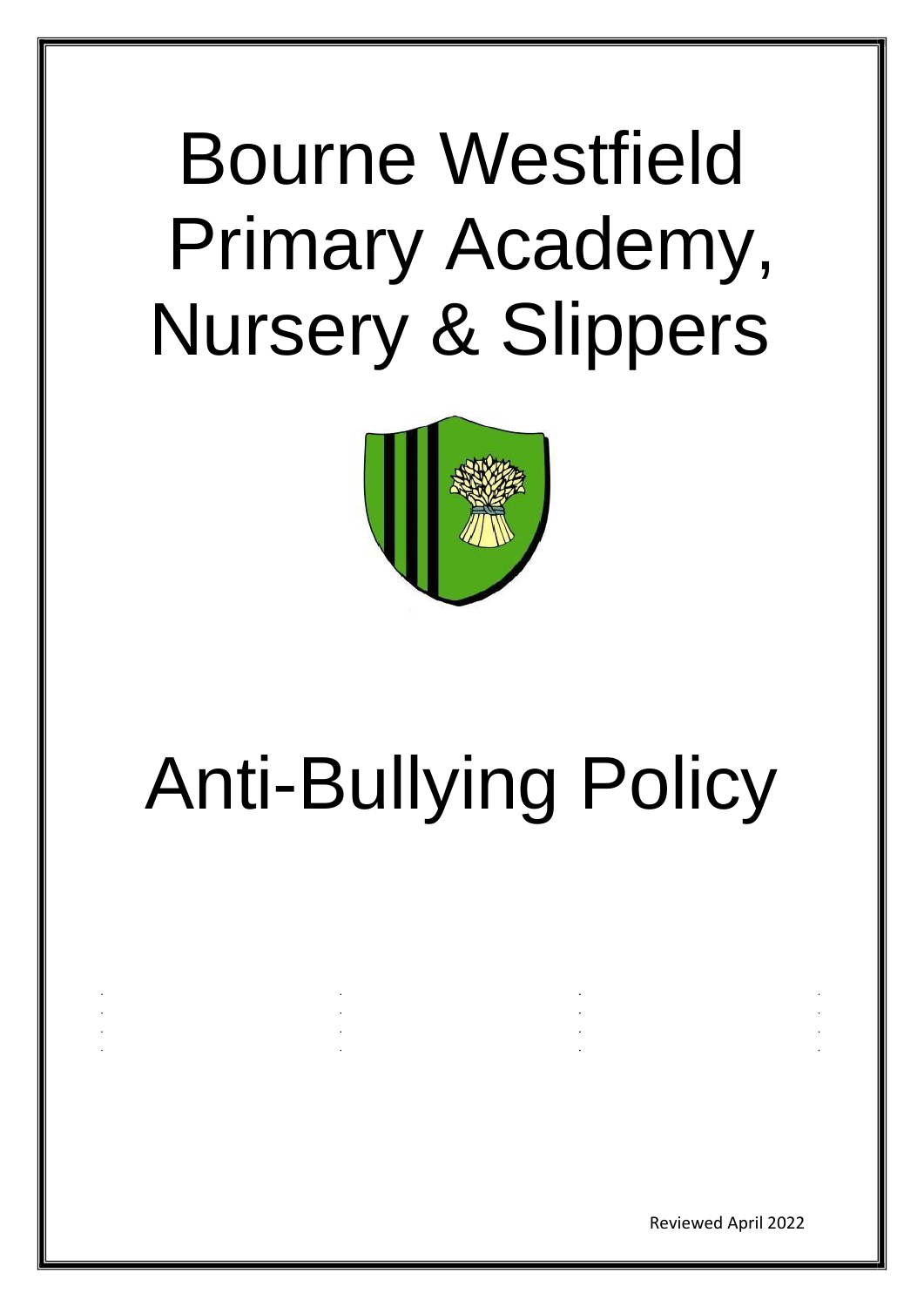# Bourne Westfield Primary Academy, Nursery & Slippers

# Anti-Bullying Policy

Reviewed April 2022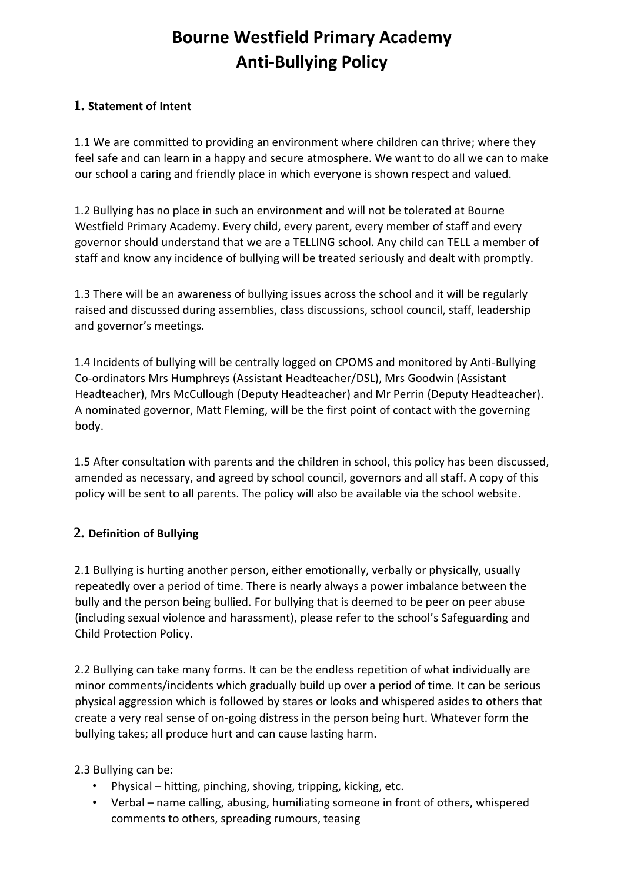# Bourne Westfield Primary Academy
# Anti-Bullying Policy

## 1. Statement of Intent

1.1 We are committed to providing an environment where children can thrive; where they feel safe and can learn in a happy and secure atmosphere. We want to do all we can to make our school a caring and friendly place in which everyone is shown respect and valued.

1.2 Bullying has no place in such an environment and will not be tolerated at Bourne Westfield Primary Academy. Every child, every parent, every member of staff and every governor should understand that we are a TELLING school. Any child can TELL a member of staff and know any incidence of bullying will be treated seriously and dealt with promptly.

1.3 There will be an awareness of bullying issues across the school and it will be regularly raised and discussed during assemblies, class discussions, school council, staff, leadership and governor's meetings.

1.4 Incidents of bullying will be centrally logged on CPOMS and monitored by Anti-Bullying Co-ordinators Mrs Humphreys (Assistant Headteacher/DSL), Mrs Goodwin (Assistant Headteacher), Mrs McCullough (Deputy Headteacher) and Mr Perrin (Deputy Headteacher). A nominated governor, Matt Fleming, will be the first point of contact with the governing body.

1.5 After consultation with parents and the children in school, this policy has been discussed, amended as necessary, and agreed by school council, governors and all staff. A copy of this policy will be sent to all parents. The policy will also be available via the school website.

## 2. Definition of Bullying

2.1 Bullying is hurting another person, either emotionally, verbally or physically, usually repeatedly over a period of time. There is nearly always a power imbalance between the bully and the person being bullied. For bullying that is deemed to be peer on peer abuse (including sexual violence and harassment), please refer to the school's Safeguarding and Child Protection Policy.

2.2 Bullying can take many forms. It can be the endless repetition of what individually are minor comments/incidents which gradually build up over a period of time. It can be serious physical aggression which is followed by stares or looks and whispered asides to others that create a very real sense of on-going distress in the person being hurt. Whatever form the bullying takes; all produce hurt and can cause lasting harm.

2.3 Bullying can be:

- Physical – hitting, pinching, shoving, tripping, kicking, etc.
- Verbal – name calling, abusing, humiliating someone in front of others, whispered comments to others, spreading rumours, teasing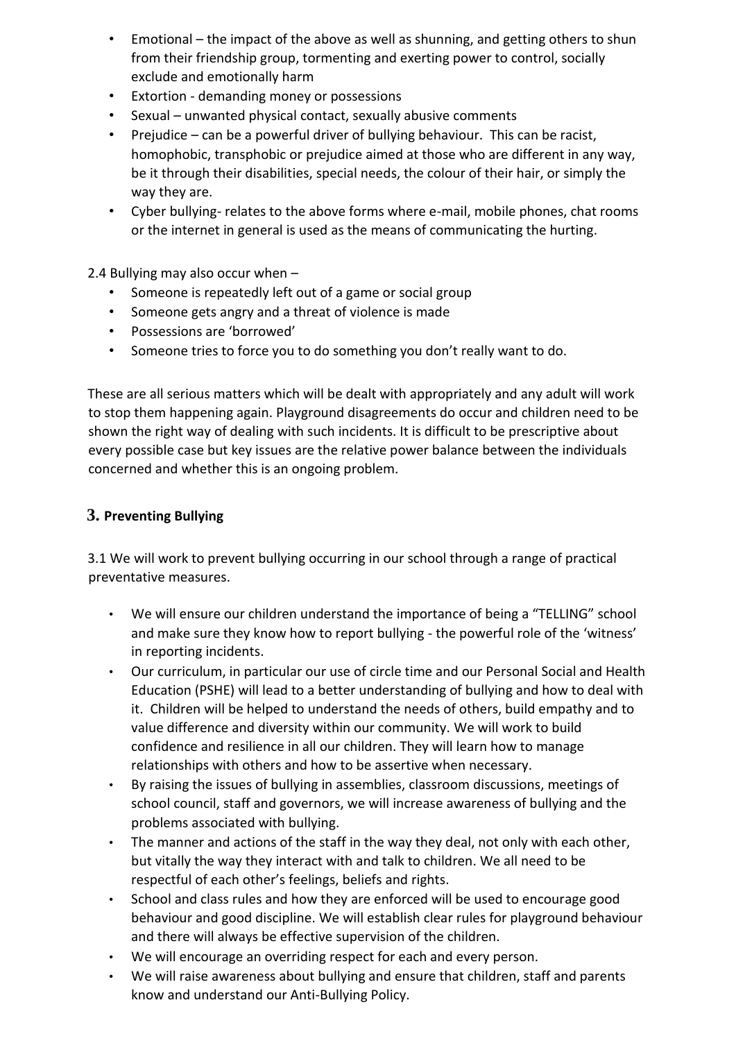- Emotional – the impact of the above as well as shunning, and getting others to shun from their friendship group, tormenting and exerting power to control, socially exclude and emotionally harm
- Extortion - demanding money or possessions
- Sexual – unwanted physical contact, sexually abusive comments
- Prejudice – can be a powerful driver of bullying behaviour. This can be racist, homophobic, transphobic or prejudice aimed at those who are different in any way, be it through their disabilities, special needs, the colour of their hair, or simply the way they are.
- Cyber bullying- relates to the above forms where e-mail, mobile phones, chat rooms or the internet in general is used as the means of communicating the hurting.

2.4 Bullying may also occur when –

- Someone is repeatedly left out of a game or social group
- Someone gets angry and a threat of violence is made
- Possessions are 'borrowed'
- Someone tries to force you to do something you don't really want to do.

These are all serious matters which will be dealt with appropriately and any adult will work to stop them happening again. Playground disagreements do occur and children need to be shown the right way of dealing with such incidents. It is difficult to be prescriptive about every possible case but key issues are the relative power balance between the individuals concerned and whether this is an ongoing problem.

## 3. Preventing Bullying

3.1 We will work to prevent bullying occurring in our school through a range of practical preventative measures.

- We will ensure our children understand the importance of being a "TELLING" school and make sure they know how to report bullying - the powerful role of the 'witness' in reporting incidents.
- Our curriculum, in particular our use of circle time and our Personal Social and Health Education (PSHE) will lead to a better understanding of bullying and how to deal with it. Children will be helped to understand the needs of others, build empathy and to value difference and diversity within our community. We will work to build confidence and resilience in all our children. They will learn how to manage relationships with others and how to be assertive when necessary.
- By raising the issues of bullying in assemblies, classroom discussions, meetings of school council, staff and governors, we will increase awareness of bullying and the problems associated with bullying.
- The manner and actions of the staff in the way they deal, not only with each other, but vitally the way they interact with and talk to children. We all need to be respectful of each other's feelings, beliefs and rights.
- School and class rules and how they are enforced will be used to encourage good behaviour and good discipline. We will establish clear rules for playground behaviour and there will always be effective supervision of the children.
- We will encourage an overriding respect for each and every person.
- We will raise awareness about bullying and ensure that children, staff and parents know and understand our Anti-Bullying Policy.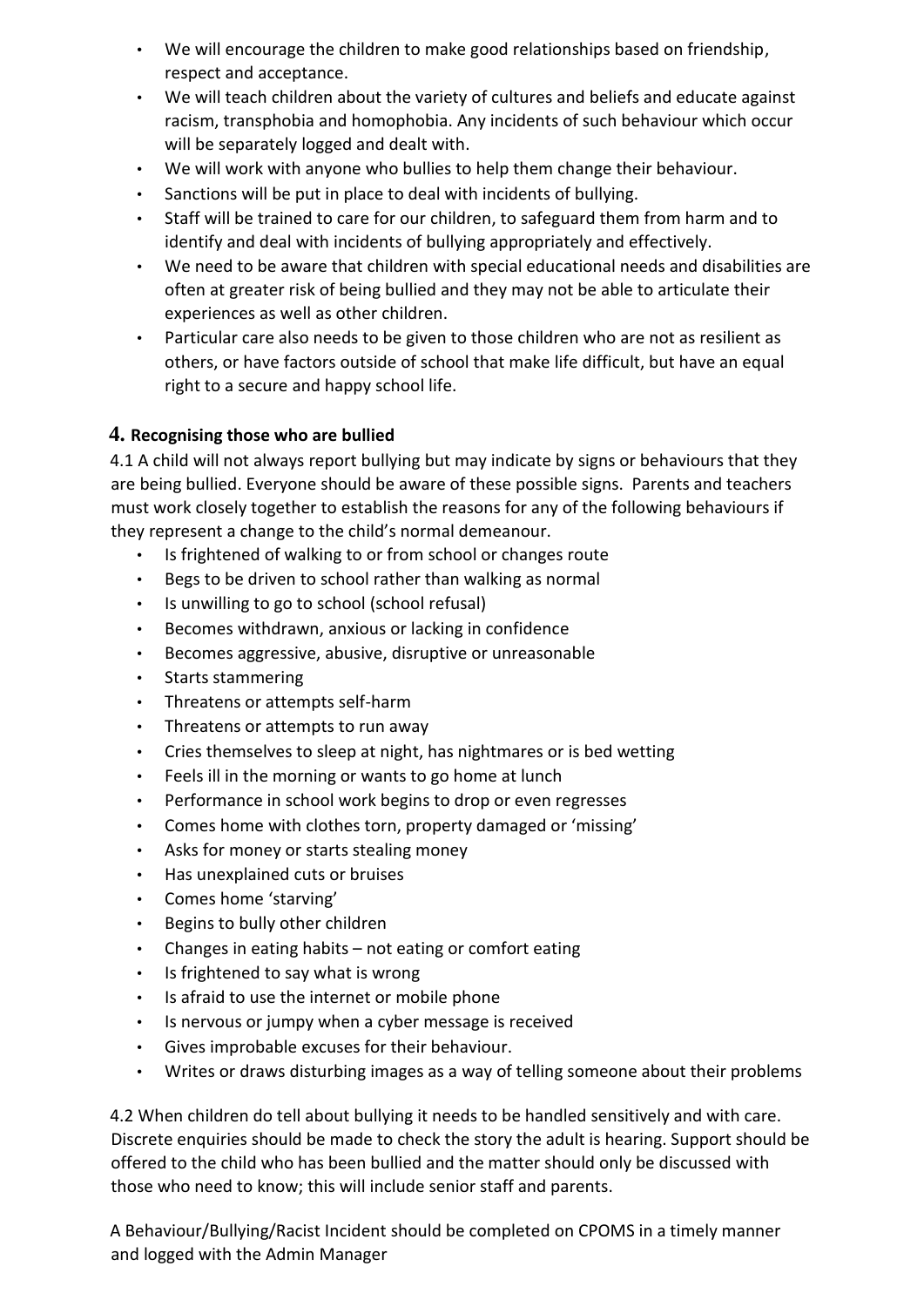- We will encourage the children to make good relationships based on friendship, respect and acceptance.
- We will teach children about the variety of cultures and beliefs and educate against racism, transphobia and homophobia. Any incidents of such behaviour which occur will be separately logged and dealt with.
- We will work with anyone who bullies to help them change their behaviour.
- Sanctions will be put in place to deal with incidents of bullying.
- Staff will be trained to care for our children, to safeguard them from harm and to identify and deal with incidents of bullying appropriately and effectively.
- We need to be aware that children with special educational needs and disabilities are often at greater risk of being bullied and they may not be able to articulate their experiences as well as other children.
- Particular care also needs to be given to those children who are not as resilient as others, or have factors outside of school that make life difficult, but have an equal right to a secure and happy school life.

## 4. Recognising those who are bullied

4.1 A child will not always report bullying but may indicate by signs or behaviours that they are being bullied. Everyone should be aware of these possible signs. Parents and teachers must work closely together to establish the reasons for any of the following behaviours if they represent a change to the child's normal demeanour.

- Is frightened of walking to or from school or changes route
- Begs to be driven to school rather than walking as normal
- Is unwilling to go to school (school refusal)
- Becomes withdrawn, anxious or lacking in confidence
- Becomes aggressive, abusive, disruptive or unreasonable
- Starts stammering
- Threatens or attempts self-harm
- Threatens or attempts to run away
- Cries themselves to sleep at night, has nightmares or is bed wetting
- Feels ill in the morning or wants to go home at lunch
- Performance in school work begins to drop or even regresses
- Comes home with clothes torn, property damaged or 'missing'
- Asks for money or starts stealing money
- Has unexplained cuts or bruises
- Comes home 'starving'
- Begins to bully other children
- Changes in eating habits – not eating or comfort eating
- Is frightened to say what is wrong
- Is afraid to use the internet or mobile phone
- Is nervous or jumpy when a cyber message is received
- Gives improbable excuses for their behaviour.
- Writes or draws disturbing images as a way of telling someone about their problems

4.2 When children do tell about bullying it needs to be handled sensitively and with care. Discrete enquiries should be made to check the story the adult is hearing. Support should be offered to the child who has been bullied and the matter should only be discussed with those who need to know; this will include senior staff and parents.

A Behaviour/Bullying/Racist Incident should be completed on CPOMS in a timely manner and logged with the Admin Manager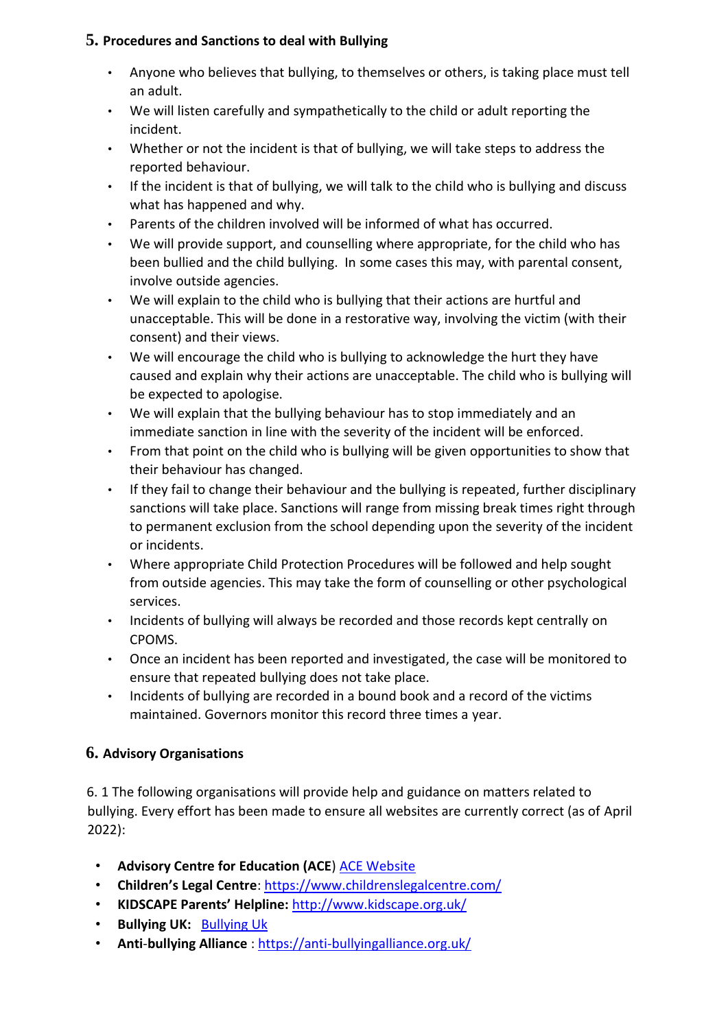## 5. Procedures and Sanctions to deal with Bullying

- Anyone who believes that bullying, to themselves or others, is taking place must tell an adult.
- We will listen carefully and sympathetically to the child or adult reporting the incident.
- Whether or not the incident is that of bullying, we will take steps to address the reported behaviour.
- If the incident is that of bullying, we will talk to the child who is bullying and discuss what has happened and why.
- Parents of the children involved will be informed of what has occurred.
- We will provide support, and counselling where appropriate, for the child who has been bullied and the child bullying. In some cases this may, with parental consent, involve outside agencies.
- We will explain to the child who is bullying that their actions are hurtful and unacceptable. This will be done in a restorative way, involving the victim (with their consent) and their views.
- We will encourage the child who is bullying to acknowledge the hurt they have caused and explain why their actions are unacceptable. The child who is bullying will be expected to apologise.
- We will explain that the bullying behaviour has to stop immediately and an immediate sanction in line with the severity of the incident will be enforced.
- From that point on the child who is bullying will be given opportunities to show that their behaviour has changed.
- If they fail to change their behaviour and the bullying is repeated, further disciplinary sanctions will take place. Sanctions will range from missing break times right through to permanent exclusion from the school depending upon the severity of the incident or incidents.
- Where appropriate Child Protection Procedures will be followed and help sought from outside agencies. This may take the form of counselling or other psychological services.
- Incidents of bullying will always be recorded and those records kept centrally on CPOMS.
- Once an incident has been reported and investigated, the case will be monitored to ensure that repeated bullying does not take place.
- Incidents of bullying are recorded in a bound book and a record of the victims maintained. Governors monitor this record three times a year.

## 6. Advisory Organisations

6. 1 The following organisations will provide help and guidance on matters related to bullying. Every effort has been made to ensure all websites are currently correct (as of April 2022):

- **Advisory Centre for Education (ACE**) ACE Website
- **Children's Legal Centre**: https://www.childrenslegalcentre.com/
- **KIDSCAPE Parents' Helpline:** http://www.kidscape.org.uk/
- **Bullying UK:** Bullying Uk
- **Anti-bullying Alliance** : https://anti-bullyingalliance.org.uk/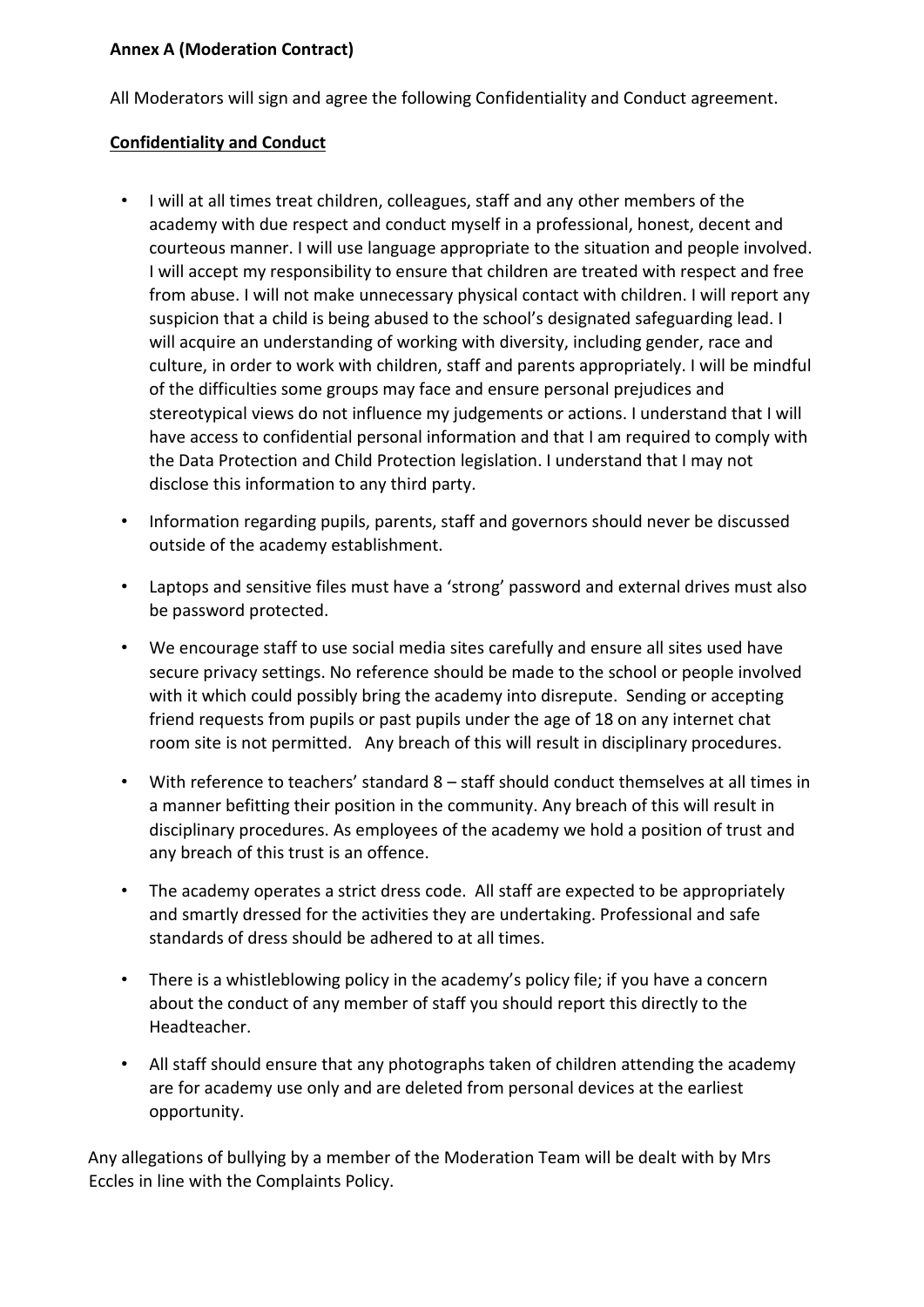**Annex A (Moderation Contract)**

All Moderators will sign and agree the following Confidentiality and Conduct agreement.

**Confidentiality and Conduct**

- I will at all times treat children, colleagues, staff and any other members of the academy with due respect and conduct myself in a professional, honest, decent and courteous manner. I will use language appropriate to the situation and people involved. I will accept my responsibility to ensure that children are treated with respect and free from abuse. I will not make unnecessary physical contact with children. I will report any suspicion that a child is being abused to the school's designated safeguarding lead. I will acquire an understanding of working with diversity, including gender, race and culture, in order to work with children, staff and parents appropriately. I will be mindful of the difficulties some groups may face and ensure personal prejudices and stereotypical views do not influence my judgements or actions. I understand that I will have access to confidential personal information and that I am required to comply with the Data Protection and Child Protection legislation. I understand that I may not disclose this information to any third party.
- Information regarding pupils, parents, staff and governors should never be discussed outside of the academy establishment.
- Laptops and sensitive files must have a 'strong' password and external drives must also be password protected.
- We encourage staff to use social media sites carefully and ensure all sites used have secure privacy settings. No reference should be made to the school or people involved with it which could possibly bring the academy into disrepute. Sending or accepting friend requests from pupils or past pupils under the age of 18 on any internet chat room site is not permitted. Any breach of this will result in disciplinary procedures.
- With reference to teachers' standard 8 – staff should conduct themselves at all times in a manner befitting their position in the community. Any breach of this will result in disciplinary procedures. As employees of the academy we hold a position of trust and any breach of this trust is an offence.
- The academy operates a strict dress code. All staff are expected to be appropriately and smartly dressed for the activities they are undertaking. Professional and safe standards of dress should be adhered to at all times.
- There is a whistleblowing policy in the academy's policy file; if you have a concern about the conduct of any member of staff you should report this directly to the Headteacher.
- All staff should ensure that any photographs taken of children attending the academy are for academy use only and are deleted from personal devices at the earliest opportunity.

Any allegations of bullying by a member of the Moderation Team will be dealt with by Mrs Eccles in line with the Complaints Policy.